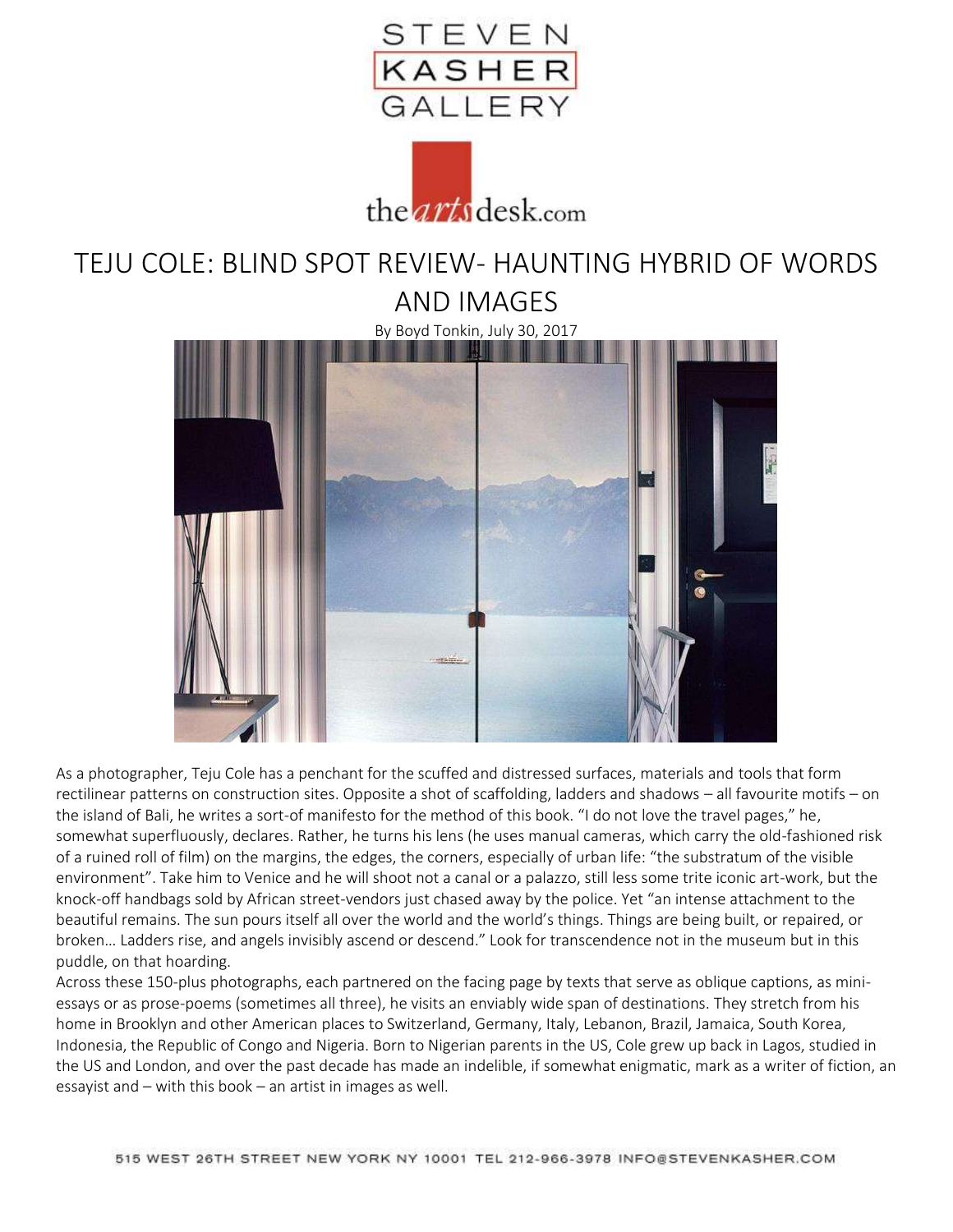STEVEN KASHER GALLERY

theartsdesk.com

# TEJU COLE: BLIND SPOT REVIEW- HAUNTING HYBRID OF WORDS AND IMAGES

By Boyd Tonkin, July 30, 2017

As a photographer, Teju Cole has a penchant for the scuffed and distressed surfaces, materials and tools that form rectilinear patterns on construction sites. Opposite a shot of scaffolding, ladders and shadows – all favourite motifs – on the island of Bali, he writes a sort-of manifesto for the method of this book. "I do not love the travel pages," he, somewhat superfluously, declares. Rather, he turns his lens (he uses manual cameras, which carry the old-fashioned risk of a ruined roll of film) on the margins, the edges, the corners, especially of urban life: "the substratum of the visible environment". Take him to Venice and he will shoot not a canal or a palazzo, still less some trite iconic art-work, but the knock-off handbags sold by African street-vendors just chased away by the police. Yet "an intense attachment to the beautiful remains. The sun pours itself all over the world and the world's things. Things are being built, or repaired, or broken… Ladders rise, and angels invisibly ascend or descend." Look for transcendence not in the museum but in this puddle, on that hoarding.

Across these 150-plus photographs, each partnered on the facing page by texts that serve as oblique captions, as mini-essays or as prose-poems (sometimes all three), he visits an enviably wide span of destinations. They stretch from his home in Brooklyn and other American places to Switzerland, Germany, Italy, Lebanon, Brazil, Jamaica, South Korea, Indonesia, the Republic of Congo and Nigeria. Born to Nigerian parents in the US, Cole grew up back in Lagos, studied in the US and London, and over the past decade has made an indelible, if somewhat enigmatic, mark as a writer of fiction, an essayist and – with this book – an artist in images as well.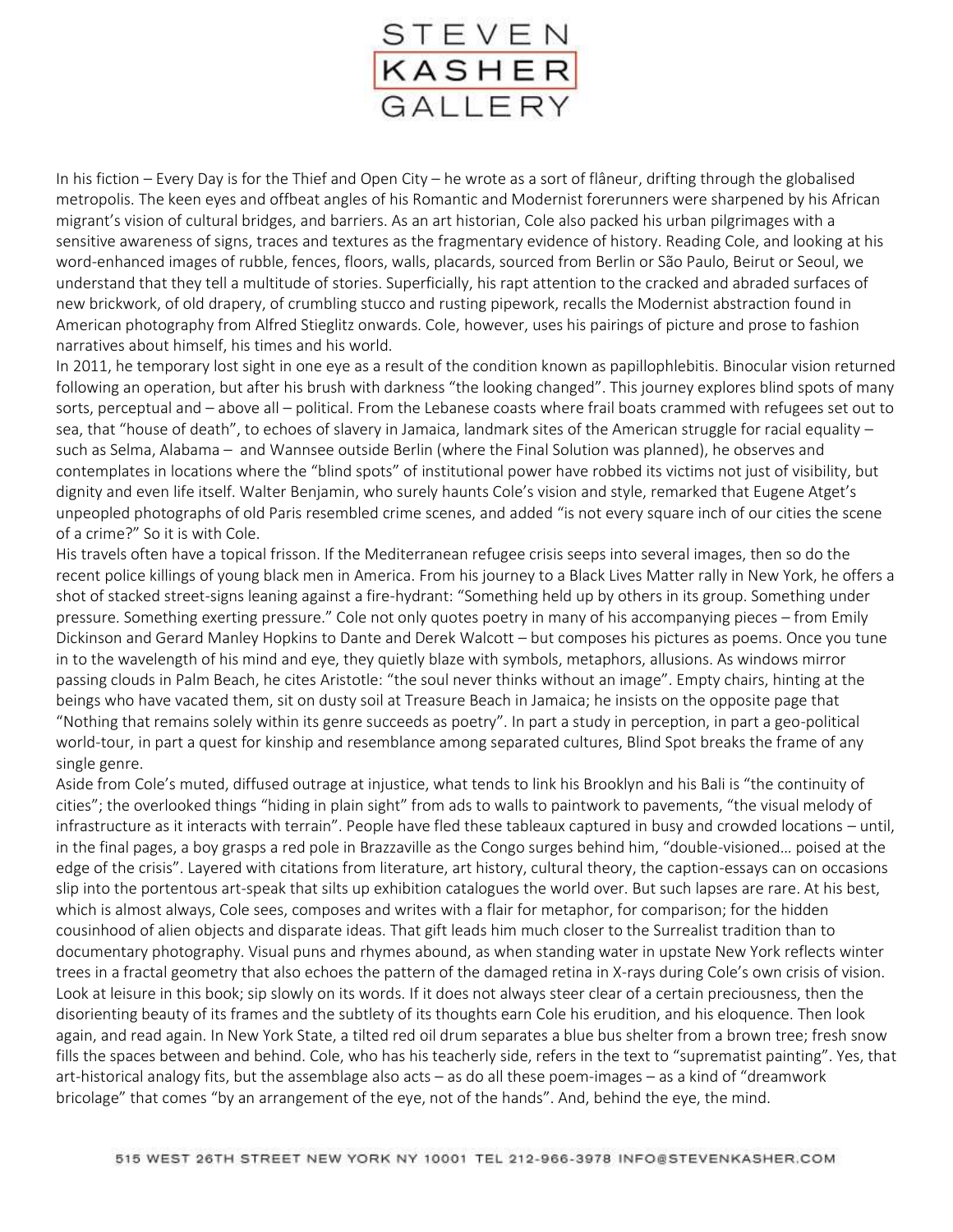In his fiction – Every Day is for the Thief and Open City – he wrote as a sort of flâneur, drifting through the globalised metropolis. The keen eyes and offbeat angles of his Romantic and Modernist forerunners were sharpened by his African migrant's vision of cultural bridges, and barriers. As an art historian, Cole also packed his urban pilgrimages with a sensitive awareness of signs, traces and textures as the fragmentary evidence of history. Reading Cole, and looking at his word-enhanced images of rubble, fences, floors, walls, placards, sourced from Berlin or São Paulo, Beirut or Seoul, we understand that they tell a multitude of stories. Superficially, his rapt attention to the cracked and abraded surfaces of new brickwork, of old drapery, of crumbling stucco and rusting pipework, recalls the Modernist abstraction found in American photography from Alfred Stieglitz onwards. Cole, however, uses his pairings of picture and prose to fashion narratives about himself, his times and his world.

In 2011, he temporary lost sight in one eye as a result of the condition known as papillophlebitis. Binocular vision returned following an operation, but after his brush with darkness "the looking changed". This journey explores blind spots of many sorts, perceptual and – above all – political. From the Lebanese coasts where frail boats crammed with refugees set out to sea, that "house of death", to echoes of slavery in Jamaica, landmark sites of the American struggle for racial equality – such as Selma, Alabama – and Wannsee outside Berlin (where the Final Solution was planned), he observes and contemplates in locations where the "blind spots" of institutional power have robbed its victims not just of visibility, but dignity and even life itself. Walter Benjamin, who surely haunts Cole's vision and style, remarked that Eugene Atget's unpeopled photographs of old Paris resembled crime scenes, and added "is not every square inch of our cities the scene of a crime?" So it is with Cole.

His travels often have a topical frisson. If the Mediterranean refugee crisis seeps into several images, then so do the recent police killings of young black men in America. From his journey to a Black Lives Matter rally in New York, he offers a shot of stacked street-signs leaning against a fire-hydrant: "Something held up by others in its group. Something under pressure. Something exerting pressure." Cole not only quotes poetry in many of his accompanying pieces – from Emily Dickinson and Gerard Manley Hopkins to Dante and Derek Walcott – but composes his pictures as poems. Once you tune in to the wavelength of his mind and eye, they quietly blaze with symbols, metaphors, allusions. As windows mirror passing clouds in Palm Beach, he cites Aristotle: "the soul never thinks without an image". Empty chairs, hinting at the beings who have vacated them, sit on dusty soil at Treasure Beach in Jamaica; he insists on the opposite page that "Nothing that remains solely within its genre succeeds as poetry". In part a study in perception, in part a geo-political world-tour, in part a quest for kinship and resemblance among separated cultures, Blind Spot breaks the frame of any single genre.

Aside from Cole's muted, diffused outrage at injustice, what tends to link his Brooklyn and his Bali is "the continuity of cities"; the overlooked things "hiding in plain sight" from ads to walls to paintwork to pavements, "the visual melody of infrastructure as it interacts with terrain". People have fled these tableaux captured in busy and crowded locations – until, in the final pages, a boy grasps a red pole in Brazzaville as the Congo surges behind him, "double-visioned… poised at the edge of the crisis". Layered with citations from literature, art history, cultural theory, the caption-essays can on occasions slip into the portentous art-speak that silts up exhibition catalogues the world over. But such lapses are rare. At his best, which is almost always, Cole sees, composes and writes with a flair for metaphor, for comparison; for the hidden cousinhood of alien objects and disparate ideas. That gift leads him much closer to the Surrealist tradition than to documentary photography. Visual puns and rhymes abound, as when standing water in upstate New York reflects winter trees in a fractal geometry that also echoes the pattern of the damaged retina in X-rays during Cole's own crisis of vision. Look at leisure in this book; sip slowly on its words. If it does not always steer clear of a certain preciousness, then the disorienting beauty of its frames and the subtlety of its thoughts earn Cole his erudition, and his eloquence. Then look again, and read again. In New York State, a tilted red oil drum separates a blue bus shelter from a brown tree; fresh snow fills the spaces between and behind. Cole, who has his teacherly side, refers in the text to "suprematist painting". Yes, that art-historical analogy fits, but the assemblage also acts – as do all these poem-images – as a kind of "dreamwork bricolage" that comes "by an arrangement of the eye, not of the hands". And, behind the eye, the mind.